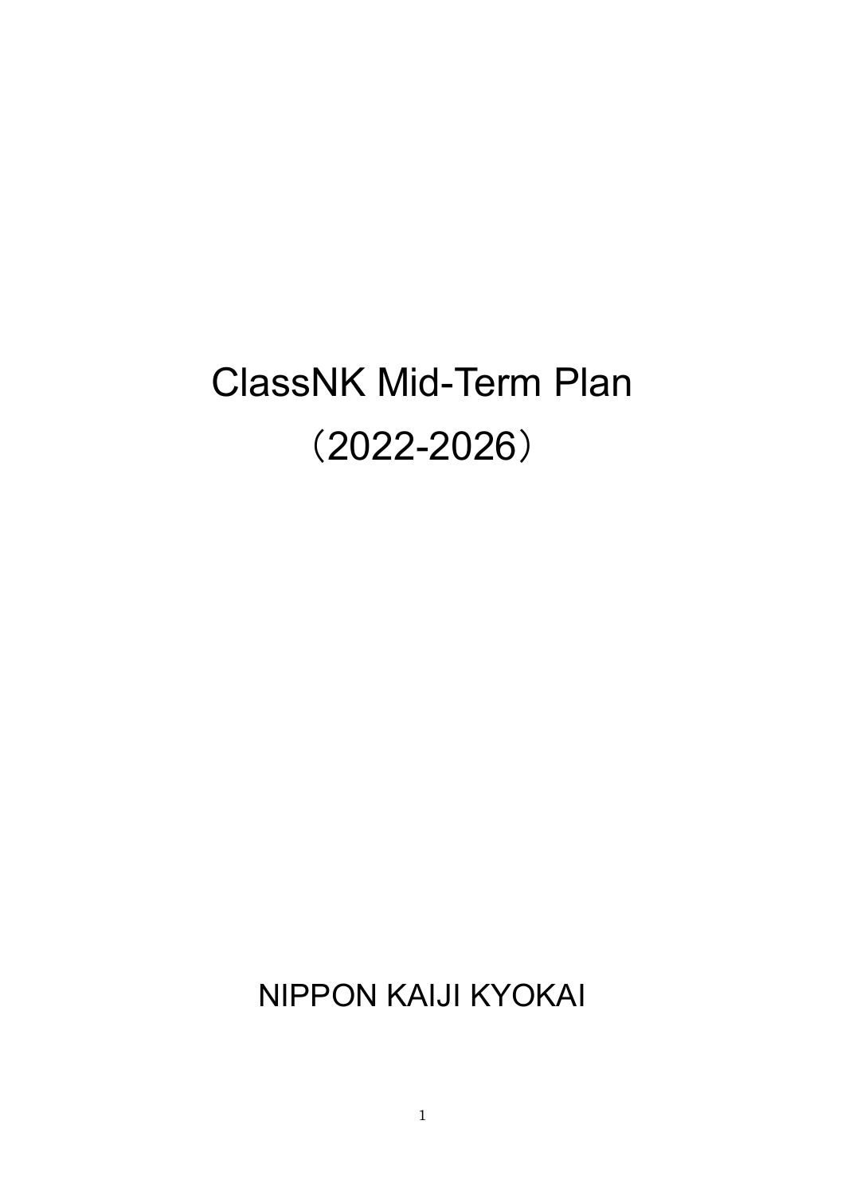# ClassNK Mid-Term Plan
# （2022-2026）

NIPPON KAIJI KYOKAI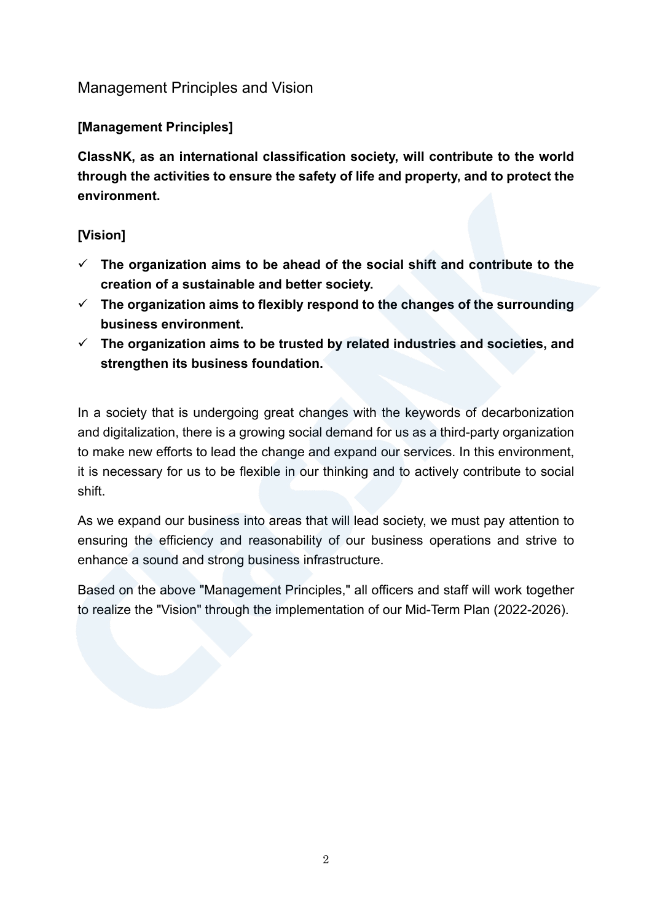## Management Principles and Vision

**[Management Principles]**

**ClassNK, as an international classification society, will contribute to the world through the activities to ensure the safety of life and property, and to protect the environment.**

**[Vision]**

- ✓ **The organization aims to be ahead of the social shift and contribute to the creation of a sustainable and better society.**
- ✓ **The organization aims to flexibly respond to the changes of the surrounding business environment.**
- ✓ **The organization aims to be trusted by related industries and societies, and strengthen its business foundation.**

In a society that is undergoing great changes with the keywords of decarbonization and digitalization, there is a growing social demand for us as a third-party organization to make new efforts to lead the change and expand our services. In this environment, it is necessary for us to be flexible in our thinking and to actively contribute to social shift.

As we expand our business into areas that will lead society, we must pay attention to ensuring the efficiency and reasonability of our business operations and strive to enhance a sound and strong business infrastructure.

Based on the above "Management Principles," all officers and staff will work together to realize the "Vision" through the implementation of our Mid-Term Plan (2022-2026).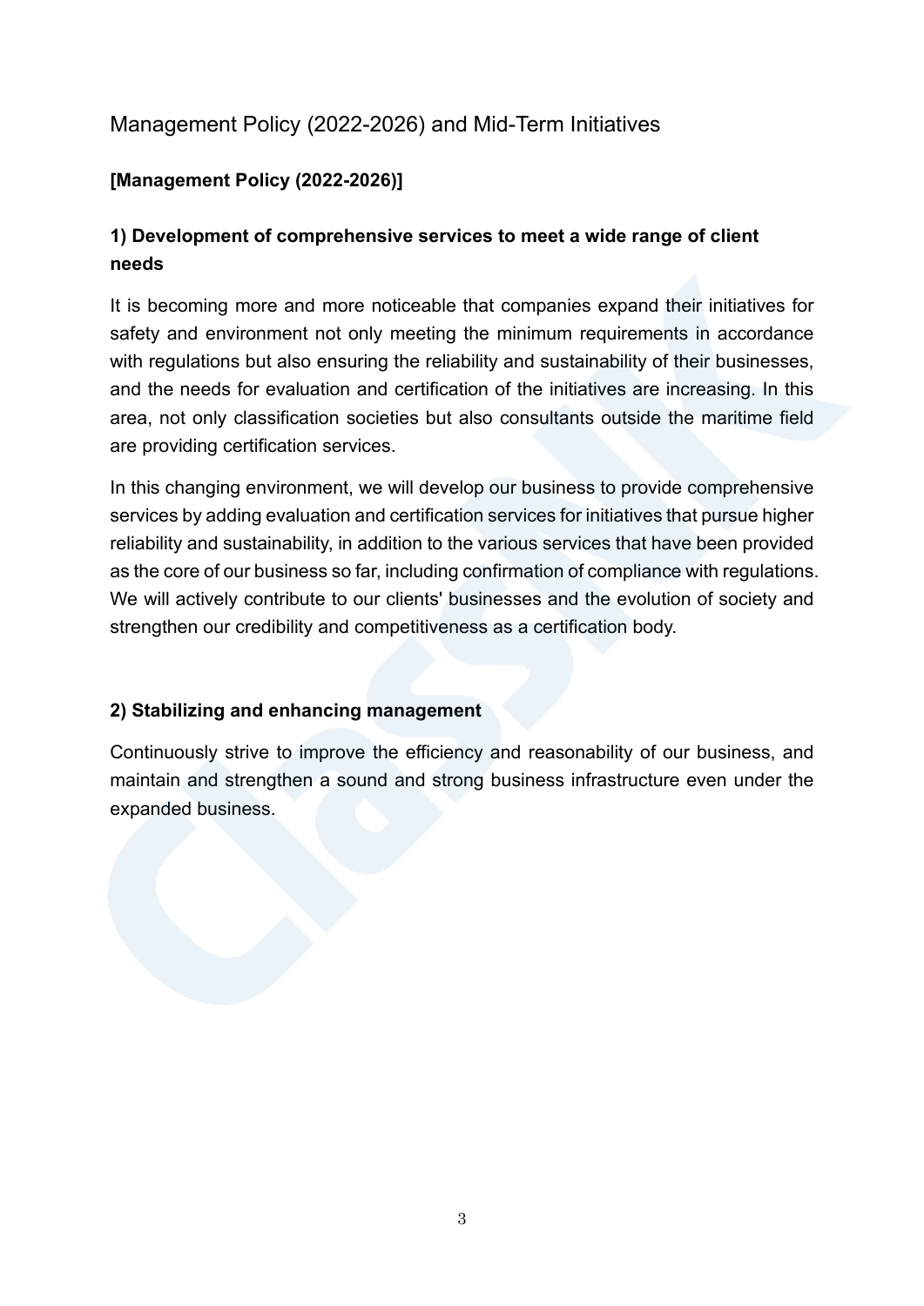# Management Policy (2022-2026) and Mid-Term Initiatives

## [Management Policy (2022-2026)]

### 1) Development of comprehensive services to meet a wide range of client needs

It is becoming more and more noticeable that companies expand their initiatives for safety and environment not only meeting the minimum requirements in accordance with regulations but also ensuring the reliability and sustainability of their businesses, and the needs for evaluation and certification of the initiatives are increasing. In this area, not only classification societies but also consultants outside the maritime field are providing certification services.

In this changing environment, we will develop our business to provide comprehensive services by adding evaluation and certification services for initiatives that pursue higher reliability and sustainability, in addition to the various services that have been provided as the core of our business so far, including confirmation of compliance with regulations. We will actively contribute to our clients' businesses and the evolution of society and strengthen our credibility and competitiveness as a certification body.

### 2) Stabilizing and enhancing management

Continuously strive to improve the efficiency and reasonability of our business, and maintain and strengthen a sound and strong business infrastructure even under the expanded business.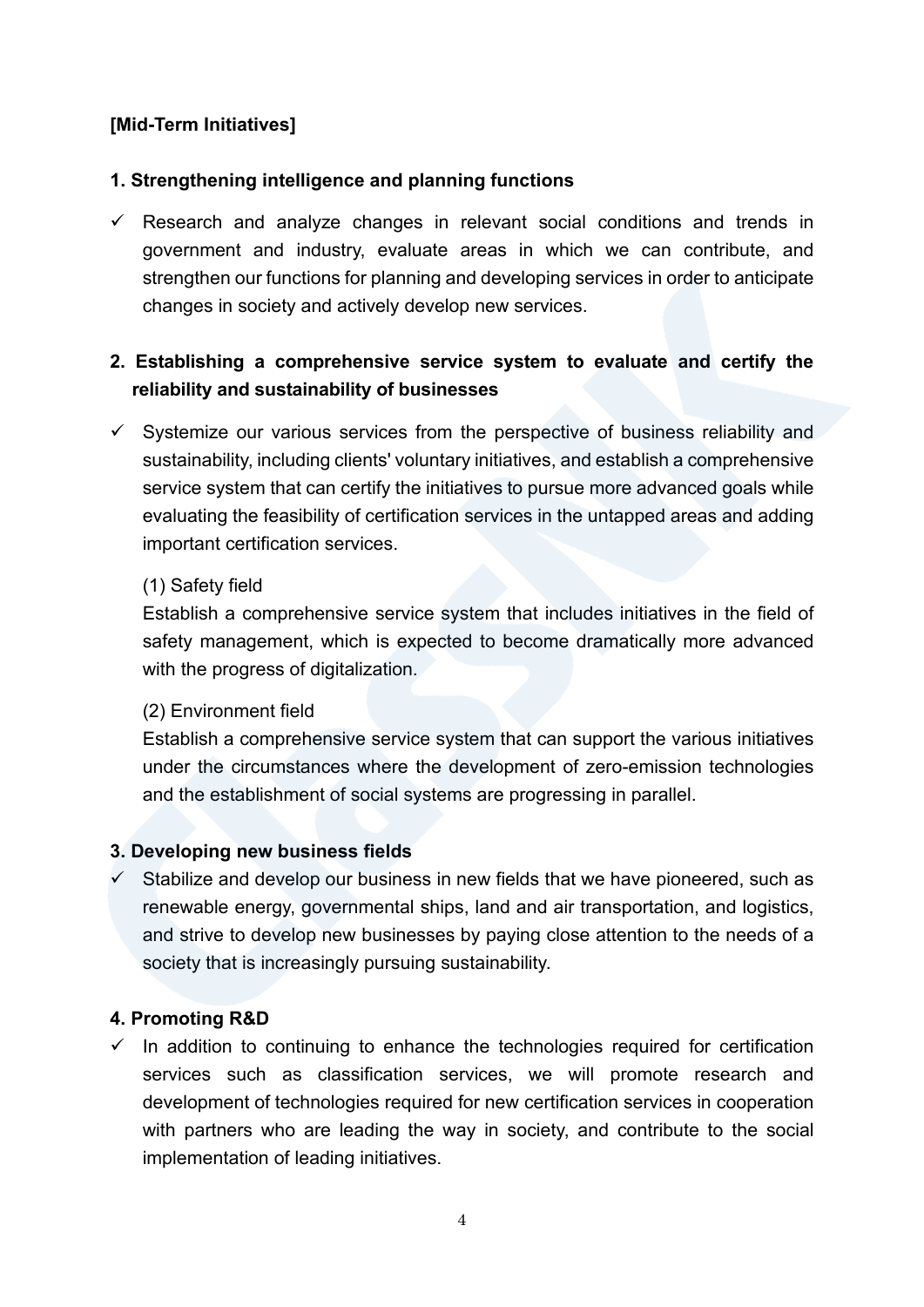**[Mid-Term Initiatives]**

**1. Strengthening intelligence and planning functions**

- ✓ Research and analyze changes in relevant social conditions and trends in government and industry, evaluate areas in which we can contribute, and strengthen our functions for planning and developing services in order to anticipate changes in society and actively develop new services.

**2. Establishing a comprehensive service system to evaluate and certify the reliability and sustainability of businesses**

- ✓ Systemize our various services from the perspective of business reliability and sustainability, including clients' voluntary initiatives, and establish a comprehensive service system that can certify the initiatives to pursue more advanced goals while evaluating the feasibility of certification services in the untapped areas and adding important certification services.

  (1) Safety field
  Establish a comprehensive service system that includes initiatives in the field of safety management, which is expected to become dramatically more advanced with the progress of digitalization.

  (2) Environment field
  Establish a comprehensive service system that can support the various initiatives under the circumstances where the development of zero-emission technologies and the establishment of social systems are progressing in parallel.

**3. Developing new business fields**

- ✓ Stabilize and develop our business in new fields that we have pioneered, such as renewable energy, governmental ships, land and air transportation, and logistics, and strive to develop new businesses by paying close attention to the needs of a society that is increasingly pursuing sustainability.

**4. Promoting R&D**

- ✓ In addition to continuing to enhance the technologies required for certification services such as classification services, we will promote research and development of technologies required for new certification services in cooperation with partners who are leading the way in society, and contribute to the social implementation of leading initiatives.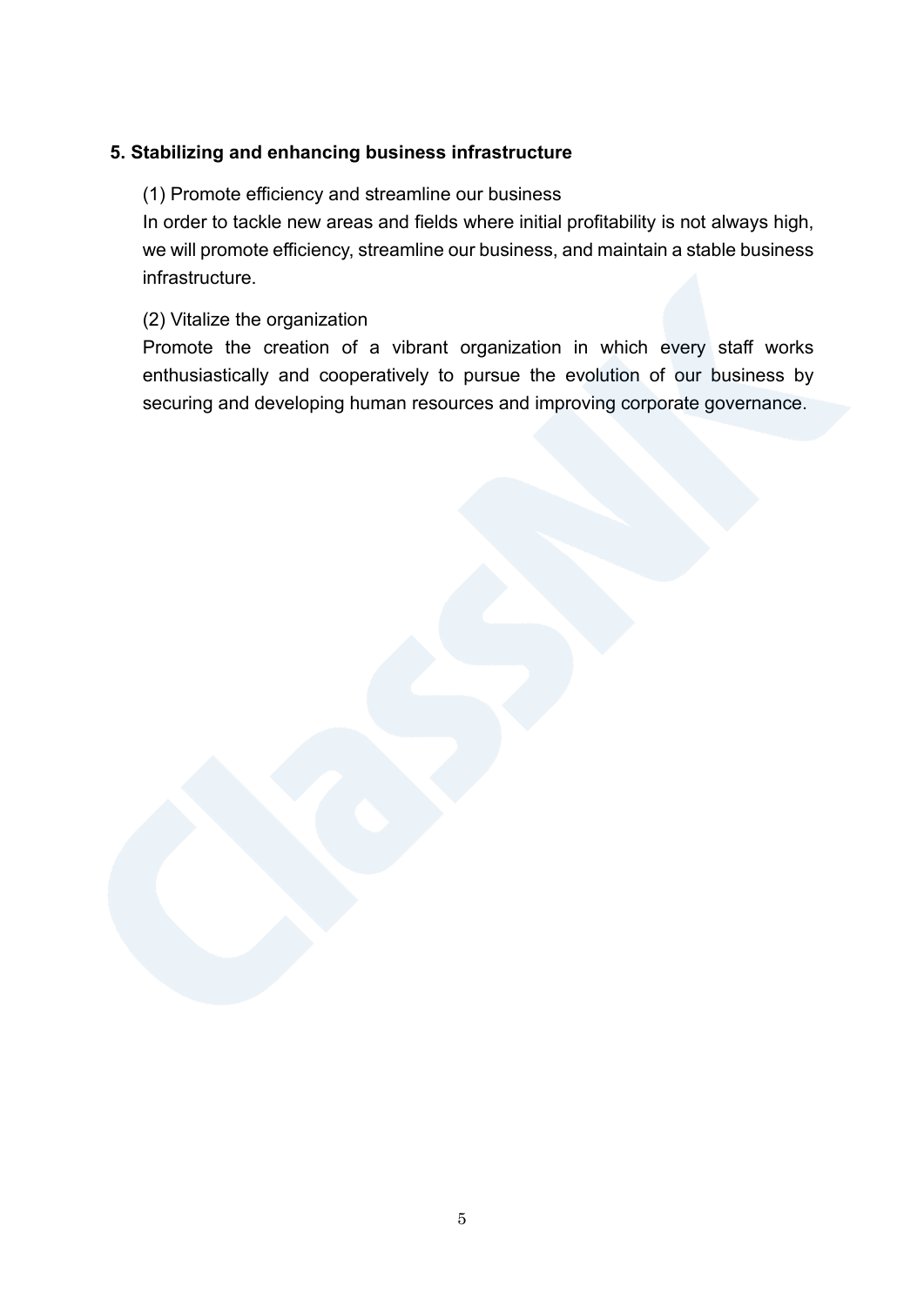**5. Stabilizing and enhancing business infrastructure**

(1) Promote efficiency and streamline our business

In order to tackle new areas and fields where initial profitability is not always high, we will promote efficiency, streamline our business, and maintain a stable business infrastructure.

(2) Vitalize the organization

Promote the creation of a vibrant organization in which every staff works enthusiastically and cooperatively to pursue the evolution of our business by securing and developing human resources and improving corporate governance.